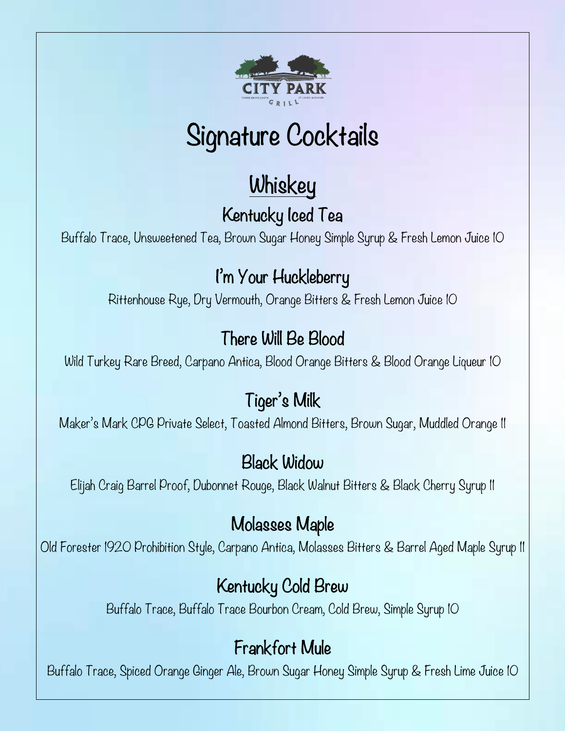CITY PARK GRILL

TOWER GROVE SOUTH · ST. LOUIS, MISSOURI

# Signature Cocktails

## Whiskey

### Kentucky Iced Tea

Buffalo Trace, Unsweetened Tea, Brown Sugar Honey Simple Syrup & Fresh Lemon Juice 10

### I'm Your Huckleberry

Rittenhouse Rye, Dry Vermouth, Orange Bitters & Fresh Lemon Juice 10

### There Will Be Blood

Wild Turkey Rare Breed, Carpano Antica, Blood Orange Bitters & Blood Orange Liqueur 10

### Tiger's Milk

Maker's Mark CPG Private Select, Toasted Almond Bitters, Brown Sugar, Muddled Orange 11

### Black Widow

Elijah Craig Barrel Proof, Dubonnet Rouge, Black Walnut Bitters & Black Cherry Syrup 11

### Molasses Maple

Old Forester 1920 Prohibition Style, Carpano Antica, Molasses Bitters & Barrel Aged Maple Syrup 11

### Kentucky Cold Brew

Buffalo Trace, Buffalo Trace Bourbon Cream, Cold Brew, Simple Syrup 10

### Frankfort Mule

Buffalo Trace, Spiced Orange Ginger Ale, Brown Sugar Honey Simple Syrup & Fresh Lime Juice 10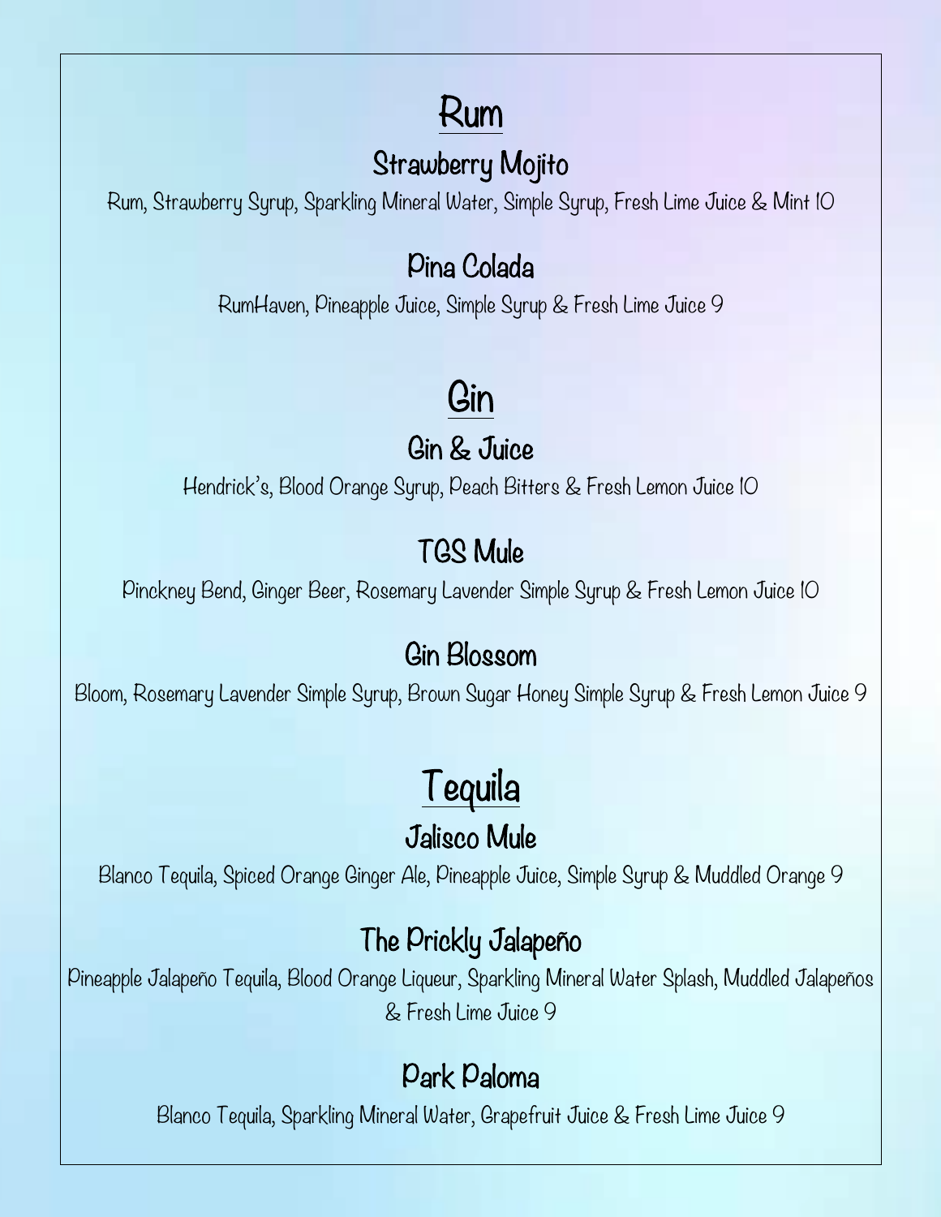# Rum

## Strawberry Mojito

Rum, Strawberry Syrup, Sparkling Mineral Water, Simple Syrup, Fresh Lime Juice & Mint 10

## Pina Colada

RumHaven, Pineapple Juice, Simple Syrup & Fresh Lime Juice 9

# Gin

## Gin & Juice

Hendrick's, Blood Orange Syrup, Peach Bitters & Fresh Lemon Juice 10

## TGS Mule

Pinckney Bend, Ginger Beer, Rosemary Lavender Simple Syrup & Fresh Lemon Juice 10

## Gin Blossom

Bloom, Rosemary Lavender Simple Syrup, Brown Sugar Honey Simple Syrup & Fresh Lemon Juice 9

# Tequila

## Jalisco Mule

Blanco Tequila, Spiced Orange Ginger Ale, Pineapple Juice, Simple Syrup & Muddled Orange 9

## The Prickly Jalapeño

Pineapple Jalapeño Tequila, Blood Orange Liqueur, Sparkling Mineral Water Splash, Muddled Jalapeños & Fresh Lime Juice 9

## Park Paloma

Blanco Tequila, Sparkling Mineral Water, Grapefruit Juice & Fresh Lime Juice 9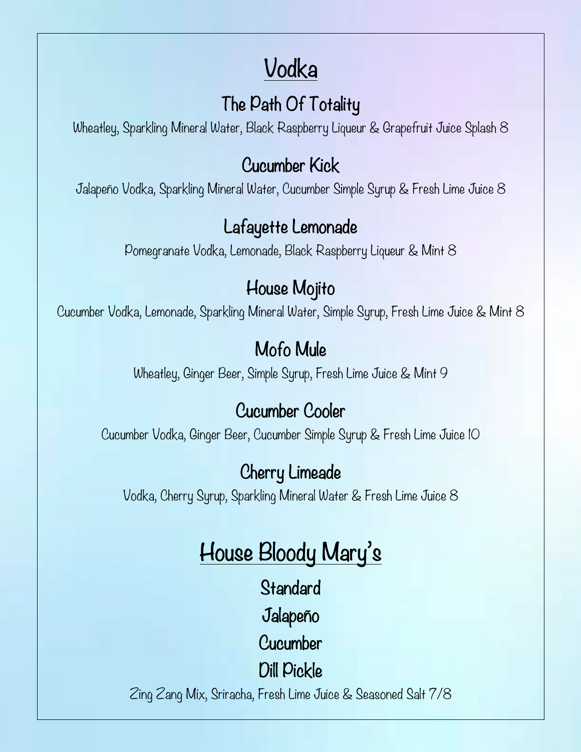# Vodka

## The Path Of Totality

Wheatley, Sparkling Mineral Water, Black Raspberry Liqueur & Grapefruit Juice Splash 8

## Cucumber Kick

Jalapeño Vodka, Sparkling Mineral Water, Cucumber Simple Syrup & Fresh Lime Juice 8

## Lafayette Lemonade

Pomegranate Vodka, Lemonade, Black Raspberry Liqueur & Mint 8

## House Mojito

Cucumber Vodka, Lemonade, Sparkling Mineral Water, Simple Syrup, Fresh Lime Juice & Mint 8

## Mofo Mule

Wheatley, Ginger Beer, Simple Syrup, Fresh Lime Juice & Mint 9

## Cucumber Cooler

Cucumber Vodka, Ginger Beer, Cucumber Simple Syrup & Fresh Lime Juice 10

## Cherry Limeade

Vodka, Cherry Syrup, Sparkling Mineral Water & Fresh Lime Juice 8

# House Bloody Mary's

## Standard

## Jalapeño

## Cucumber

## Dill Pickle

Zing Zang Mix, Sriracha, Fresh Lime Juice & Seasoned Salt 7/8